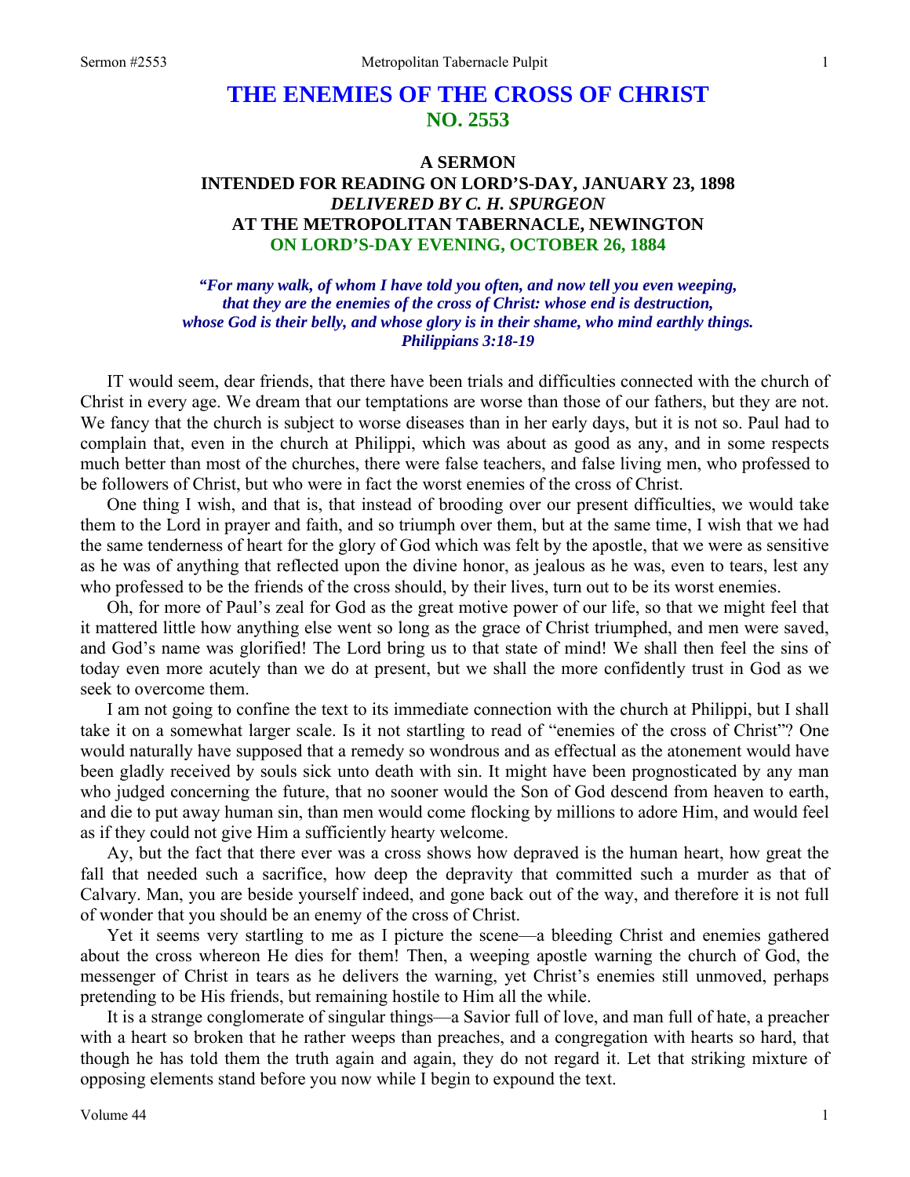# THE ENEMIES OF THE CROSS OF CHRIST
## NO. 2553

### A SERMON
### INTENDED FOR READING ON LORD'S-DAY, JANUARY 23, 1898
### *DELIVERED BY C. H. SPURGEON*
### AT THE METROPOLITAN TABERNACLE, NEWINGTON
### ON LORD'S-DAY EVENING, OCTOBER 26, 1884

*"For many walk, of whom I have told you often, and now tell you even weeping, that they are the enemies of the cross of Christ: whose end is destruction, whose God is their belly, and whose glory is in their shame, who mind earthly things. Philippians 3:18-19*

IT would seem, dear friends, that there have been trials and difficulties connected with the church of Christ in every age. We dream that our temptations are worse than those of our fathers, but they are not. We fancy that the church is subject to worse diseases than in her early days, but it is not so. Paul had to complain that, even in the church at Philippi, which was about as good as any, and in some respects much better than most of the churches, there were false teachers, and false living men, who professed to be followers of Christ, but who were in fact the worst enemies of the cross of Christ.

One thing I wish, and that is, that instead of brooding over our present difficulties, we would take them to the Lord in prayer and faith, and so triumph over them, but at the same time, I wish that we had the same tenderness of heart for the glory of God which was felt by the apostle, that we were as sensitive as he was of anything that reflected upon the divine honor, as jealous as he was, even to tears, lest any who professed to be the friends of the cross should, by their lives, turn out to be its worst enemies.

Oh, for more of Paul's zeal for God as the great motive power of our life, so that we might feel that it mattered little how anything else went so long as the grace of Christ triumphed, and men were saved, and God's name was glorified! The Lord bring us to that state of mind! We shall then feel the sins of today even more acutely than we do at present, but we shall the more confidently trust in God as we seek to overcome them.

I am not going to confine the text to its immediate connection with the church at Philippi, but I shall take it on a somewhat larger scale. Is it not startling to read of "enemies of the cross of Christ"? One would naturally have supposed that a remedy so wondrous and as effectual as the atonement would have been gladly received by souls sick unto death with sin. It might have been prognosticated by any man who judged concerning the future, that no sooner would the Son of God descend from heaven to earth, and die to put away human sin, than men would come flocking by millions to adore Him, and would feel as if they could not give Him a sufficiently hearty welcome.

Ay, but the fact that there ever was a cross shows how depraved is the human heart, how great the fall that needed such a sacrifice, how deep the depravity that committed such a murder as that of Calvary. Man, you are beside yourself indeed, and gone back out of the way, and therefore it is not full of wonder that you should be an enemy of the cross of Christ.

Yet it seems very startling to me as I picture the scene—a bleeding Christ and enemies gathered about the cross whereon He dies for them! Then, a weeping apostle warning the church of God, the messenger of Christ in tears as he delivers the warning, yet Christ's enemies still unmoved, perhaps pretending to be His friends, but remaining hostile to Him all the while.

It is a strange conglomerate of singular things—a Savior full of love, and man full of hate, a preacher with a heart so broken that he rather weeps than preaches, and a congregation with hearts so hard, that though he has told them the truth again and again, they do not regard it. Let that striking mixture of opposing elements stand before you now while I begin to expound the text.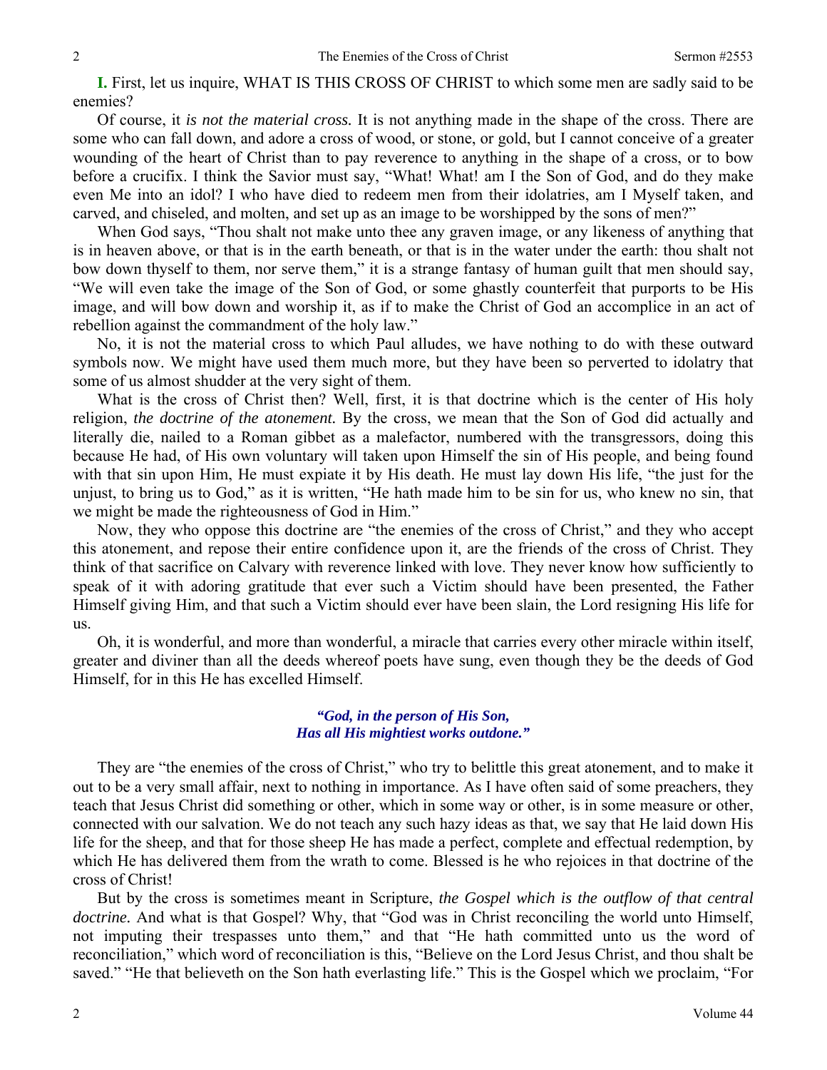**I.** First, let us inquire, WHAT IS THIS CROSS OF CHRIST to which some men are sadly said to be enemies?

Of course, it *is not the material cross.* It is not anything made in the shape of the cross. There are some who can fall down, and adore a cross of wood, or stone, or gold, but I cannot conceive of a greater wounding of the heart of Christ than to pay reverence to anything in the shape of a cross, or to bow before a crucifix. I think the Savior must say, "What! What! am I the Son of God, and do they make even Me into an idol? I who have died to redeem men from their idolatries, am I Myself taken, and carved, and chiseled, and molten, and set up as an image to be worshipped by the sons of men?"

When God says, "Thou shalt not make unto thee any graven image, or any likeness of anything that is in heaven above, or that is in the earth beneath, or that is in the water under the earth: thou shalt not bow down thyself to them, nor serve them," it is a strange fantasy of human guilt that men should say, "We will even take the image of the Son of God, or some ghastly counterfeit that purports to be His image, and will bow down and worship it, as if to make the Christ of God an accomplice in an act of rebellion against the commandment of the holy law."

No, it is not the material cross to which Paul alludes, we have nothing to do with these outward symbols now. We might have used them much more, but they have been so perverted to idolatry that some of us almost shudder at the very sight of them.

What is the cross of Christ then? Well, first, it is that doctrine which is the center of His holy religion, *the doctrine of the atonement.* By the cross, we mean that the Son of God did actually and literally die, nailed to a Roman gibbet as a malefactor, numbered with the transgressors, doing this because He had, of His own voluntary will taken upon Himself the sin of His people, and being found with that sin upon Him, He must expiate it by His death. He must lay down His life, "the just for the unjust, to bring us to God," as it is written, "He hath made him to be sin for us, who knew no sin, that we might be made the righteousness of God in Him."

Now, they who oppose this doctrine are "the enemies of the cross of Christ," and they who accept this atonement, and repose their entire confidence upon it, are the friends of the cross of Christ. They think of that sacrifice on Calvary with reverence linked with love. They never know how sufficiently to speak of it with adoring gratitude that ever such a Victim should have been presented, the Father Himself giving Him, and that such a Victim should ever have been slain, the Lord resigning His life for us.

Oh, it is wonderful, and more than wonderful, a miracle that carries every other miracle within itself, greater and diviner than all the deeds whereof poets have sung, even though they be the deeds of God Himself, for in this He has excelled Himself.

> ***"God, in the person of His Son,***
> ***Has all His mightiest works outdone."***

They are "the enemies of the cross of Christ," who try to belittle this great atonement, and to make it out to be a very small affair, next to nothing in importance. As I have often said of some preachers, they teach that Jesus Christ did something or other, which in some way or other, is in some measure or other, connected with our salvation. We do not teach any such hazy ideas as that, we say that He laid down His life for the sheep, and that for those sheep He has made a perfect, complete and effectual redemption, by which He has delivered them from the wrath to come. Blessed is he who rejoices in that doctrine of the cross of Christ!

But by the cross is sometimes meant in Scripture, *the Gospel which is the outflow of that central doctrine.* And what is that Gospel? Why, that "God was in Christ reconciling the world unto Himself, not imputing their trespasses unto them," and that "He hath committed unto us the word of reconciliation," which word of reconciliation is this, "Believe on the Lord Jesus Christ, and thou shalt be saved." "He that believeth on the Son hath everlasting life." This is the Gospel which we proclaim, "For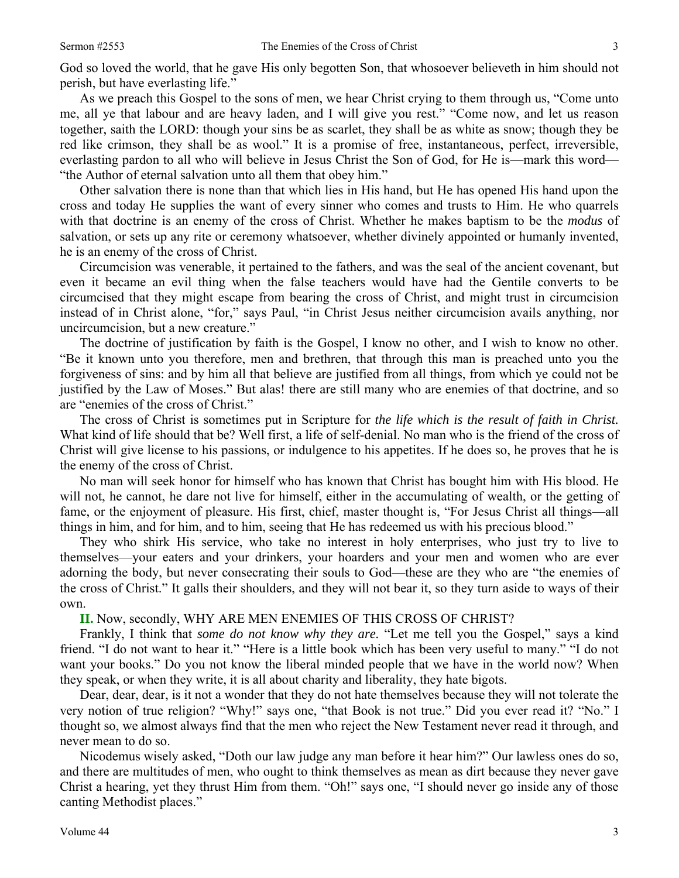God so loved the world, that he gave His only begotten Son, that whosoever believeth in him should not perish, but have everlasting life."

As we preach this Gospel to the sons of men, we hear Christ crying to them through us, "Come unto me, all ye that labour and are heavy laden, and I will give you rest." "Come now, and let us reason together, saith the LORD: though your sins be as scarlet, they shall be as white as snow; though they be red like crimson, they shall be as wool." It is a promise of free, instantaneous, perfect, irreversible, everlasting pardon to all who will believe in Jesus Christ the Son of God, for He is—mark this word—"the Author of eternal salvation unto all them that obey him."

Other salvation there is none than that which lies in His hand, but He has opened His hand upon the cross and today He supplies the want of every sinner who comes and trusts to Him. He who quarrels with that doctrine is an enemy of the cross of Christ. Whether he makes baptism to be the *modus* of salvation, or sets up any rite or ceremony whatsoever, whether divinely appointed or humanly invented, he is an enemy of the cross of Christ.

Circumcision was venerable, it pertained to the fathers, and was the seal of the ancient covenant, but even it became an evil thing when the false teachers would have had the Gentile converts to be circumcised that they might escape from bearing the cross of Christ, and might trust in circumcision instead of in Christ alone, "for," says Paul, "in Christ Jesus neither circumcision avails anything, nor uncircumcision, but a new creature."

The doctrine of justification by faith is the Gospel, I know no other, and I wish to know no other. "Be it known unto you therefore, men and brethren, that through this man is preached unto you the forgiveness of sins: and by him all that believe are justified from all things, from which ye could not be justified by the Law of Moses." But alas! there are still many who are enemies of that doctrine, and so are "enemies of the cross of Christ."

The cross of Christ is sometimes put in Scripture for *the life which is the result of faith in Christ.* What kind of life should that be? Well first, a life of self-denial. No man who is the friend of the cross of Christ will give license to his passions, or indulgence to his appetites. If he does so, he proves that he is the enemy of the cross of Christ.

No man will seek honor for himself who has known that Christ has bought him with His blood. He will not, he cannot, he dare not live for himself, either in the accumulating of wealth, or the getting of fame, or the enjoyment of pleasure. His first, chief, master thought is, "For Jesus Christ all things—all things in him, and for him, and to him, seeing that He has redeemed us with his precious blood."

They who shirk His service, who take no interest in holy enterprises, who just try to live to themselves—your eaters and your drinkers, your hoarders and your men and women who are ever adorning the body, but never consecrating their souls to God—these are they who are "the enemies of the cross of Christ." It galls their shoulders, and they will not bear it, so they turn aside to ways of their own.

**II.** Now, secondly, WHY ARE MEN ENEMIES OF THIS CROSS OF CHRIST?

Frankly, I think that *some do not know why they are.* "Let me tell you the Gospel," says a kind friend. "I do not want to hear it." "Here is a little book which has been very useful to many." "I do not want your books." Do you not know the liberal minded people that we have in the world now? When they speak, or when they write, it is all about charity and liberality, they hate bigots.

Dear, dear, dear, is it not a wonder that they do not hate themselves because they will not tolerate the very notion of true religion? "Why!" says one, "that Book is not true." Did you ever read it? "No." I thought so, we almost always find that the men who reject the New Testament never read it through, and never mean to do so.

Nicodemus wisely asked, "Doth our law judge any man before it hear him?" Our lawless ones do so, and there are multitudes of men, who ought to think themselves as mean as dirt because they never gave Christ a hearing, yet they thrust Him from them. "Oh!" says one, "I should never go inside any of those canting Methodist places."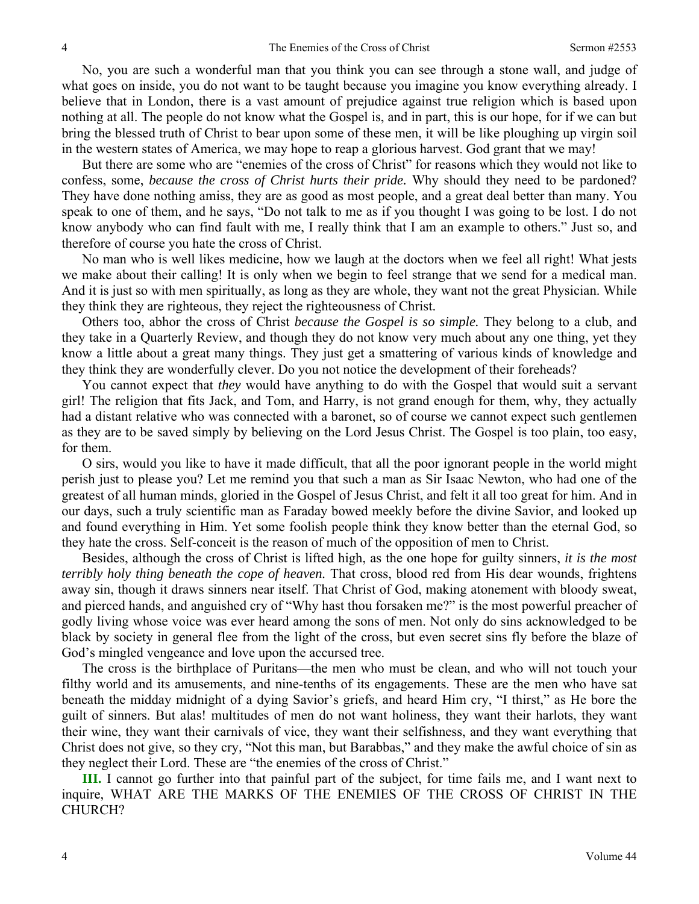No, you are such a wonderful man that you think you can see through a stone wall, and judge of what goes on inside, you do not want to be taught because you imagine you know everything already. I believe that in London, there is a vast amount of prejudice against true religion which is based upon nothing at all. The people do not know what the Gospel is, and in part, this is our hope, for if we can but bring the blessed truth of Christ to bear upon some of these men, it will be like ploughing up virgin soil in the western states of America, we may hope to reap a glorious harvest. God grant that we may!

But there are some who are "enemies of the cross of Christ" for reasons which they would not like to confess, some, *because the cross of Christ hurts their pride.* Why should they need to be pardoned? They have done nothing amiss, they are as good as most people, and a great deal better than many. You speak to one of them, and he says, "Do not talk to me as if you thought I was going to be lost. I do not know anybody who can find fault with me, I really think that I am an example to others." Just so, and therefore of course you hate the cross of Christ.

No man who is well likes medicine, how we laugh at the doctors when we feel all right! What jests we make about their calling! It is only when we begin to feel strange that we send for a medical man. And it is just so with men spiritually, as long as they are whole, they want not the great Physician. While they think they are righteous, they reject the righteousness of Christ.

Others too, abhor the cross of Christ *because the Gospel is so simple.* They belong to a club, and they take in a Quarterly Review, and though they do not know very much about any one thing, yet they know a little about a great many things. They just get a smattering of various kinds of knowledge and they think they are wonderfully clever. Do you not notice the development of their foreheads?

You cannot expect that *they* would have anything to do with the Gospel that would suit a servant girl! The religion that fits Jack, and Tom, and Harry, is not grand enough for them, why, they actually had a distant relative who was connected with a baronet, so of course we cannot expect such gentlemen as they are to be saved simply by believing on the Lord Jesus Christ. The Gospel is too plain, too easy, for them.

O sirs, would you like to have it made difficult, that all the poor ignorant people in the world might perish just to please you? Let me remind you that such a man as Sir Isaac Newton, who had one of the greatest of all human minds, gloried in the Gospel of Jesus Christ, and felt it all too great for him. And in our days, such a truly scientific man as Faraday bowed meekly before the divine Savior, and looked up and found everything in Him. Yet some foolish people think they know better than the eternal God, so they hate the cross. Self-conceit is the reason of much of the opposition of men to Christ.

Besides, although the cross of Christ is lifted high, as the one hope for guilty sinners, *it is the most terribly holy thing beneath the cope of heaven.* That cross, blood red from His dear wounds, frightens away sin, though it draws sinners near itself. That Christ of God, making atonement with bloody sweat, and pierced hands, and anguished cry of "Why hast thou forsaken me?" is the most powerful preacher of godly living whose voice was ever heard among the sons of men. Not only do sins acknowledged to be black by society in general flee from the light of the cross, but even secret sins fly before the blaze of God's mingled vengeance and love upon the accursed tree.

The cross is the birthplace of Puritans—the men who must be clean, and who will not touch your filthy world and its amusements, and nine-tenths of its engagements. These are the men who have sat beneath the midday midnight of a dying Savior's griefs, and heard Him cry, "I thirst," as He bore the guilt of sinners. But alas! multitudes of men do not want holiness, they want their harlots, they want their wine, they want their carnivals of vice, they want their selfishness, and they want everything that Christ does not give, so they cry, "Not this man, but Barabbas," and they make the awful choice of sin as they neglect their Lord. These are "the enemies of the cross of Christ."

**III.** I cannot go further into that painful part of the subject, for time fails me, and I want next to inquire, WHAT ARE THE MARKS OF THE ENEMIES OF THE CROSS OF CHRIST IN THE CHURCH?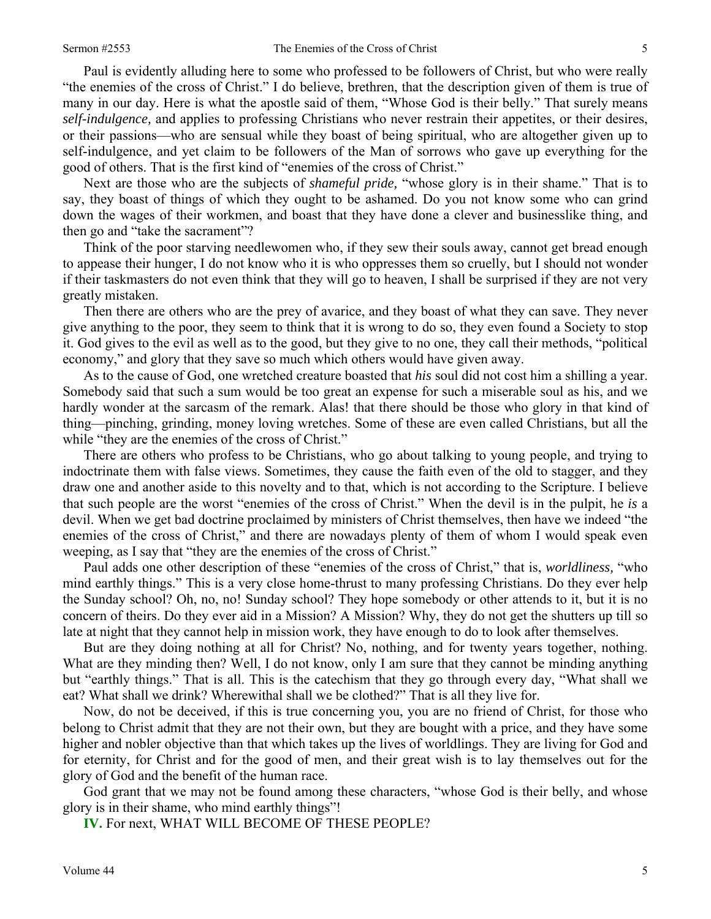Paul is evidently alluding here to some who professed to be followers of Christ, but who were really "the enemies of the cross of Christ." I do believe, brethren, that the description given of them is true of many in our day. Here is what the apostle said of them, "Whose God is their belly." That surely means *self-indulgence,* and applies to professing Christians who never restrain their appetites, or their desires, or their passions—who are sensual while they boast of being spiritual, who are altogether given up to self-indulgence, and yet claim to be followers of the Man of sorrows who gave up everything for the good of others. That is the first kind of "enemies of the cross of Christ."

Next are those who are the subjects of *shameful pride,* "whose glory is in their shame." That is to say, they boast of things of which they ought to be ashamed. Do you not know some who can grind down the wages of their workmen, and boast that they have done a clever and businesslike thing, and then go and "take the sacrament"?

Think of the poor starving needlewomen who, if they sew their souls away, cannot get bread enough to appease their hunger, I do not know who it is who oppresses them so cruelly, but I should not wonder if their taskmasters do not even think that they will go to heaven, I shall be surprised if they are not very greatly mistaken.

Then there are others who are the prey of avarice, and they boast of what they can save. They never give anything to the poor, they seem to think that it is wrong to do so, they even found a Society to stop it. God gives to the evil as well as to the good, but they give to no one, they call their methods, "political economy," and glory that they save so much which others would have given away.

As to the cause of God, one wretched creature boasted that *his* soul did not cost him a shilling a year. Somebody said that such a sum would be too great an expense for such a miserable soul as his, and we hardly wonder at the sarcasm of the remark. Alas! that there should be those who glory in that kind of thing—pinching, grinding, money loving wretches. Some of these are even called Christians, but all the while "they are the enemies of the cross of Christ."

There are others who profess to be Christians, who go about talking to young people, and trying to indoctrinate them with false views. Sometimes, they cause the faith even of the old to stagger, and they draw one and another aside to this novelty and to that, which is not according to the Scripture. I believe that such people are the worst "enemies of the cross of Christ." When the devil is in the pulpit, he *is* a devil. When we get bad doctrine proclaimed by ministers of Christ themselves, then have we indeed "the enemies of the cross of Christ," and there are nowadays plenty of them of whom I would speak even weeping, as I say that "they are the enemies of the cross of Christ."

Paul adds one other description of these "enemies of the cross of Christ," that is, *worldliness,* "who mind earthly things." This is a very close home-thrust to many professing Christians. Do they ever help the Sunday school? Oh, no, no! Sunday school? They hope somebody or other attends to it, but it is no concern of theirs. Do they ever aid in a Mission? A Mission? Why, they do not get the shutters up till so late at night that they cannot help in mission work, they have enough to do to look after themselves.

But are they doing nothing at all for Christ? No, nothing, and for twenty years together, nothing. What are they minding then? Well, I do not know, only I am sure that they cannot be minding anything but "earthly things." That is all. This is the catechism that they go through every day, "What shall we eat? What shall we drink? Wherewithal shall we be clothed?" That is all they live for.

Now, do not be deceived, if this is true concerning you, you are no friend of Christ, for those who belong to Christ admit that they are not their own, but they are bought with a price, and they have some higher and nobler objective than that which takes up the lives of worldlings. They are living for God and for eternity, for Christ and for the good of men, and their great wish is to lay themselves out for the glory of God and the benefit of the human race.

God grant that we may not be found among these characters, "whose God is their belly, and whose glory is in their shame, who mind earthly things"!

**IV.** For next, WHAT WILL BECOME OF THESE PEOPLE?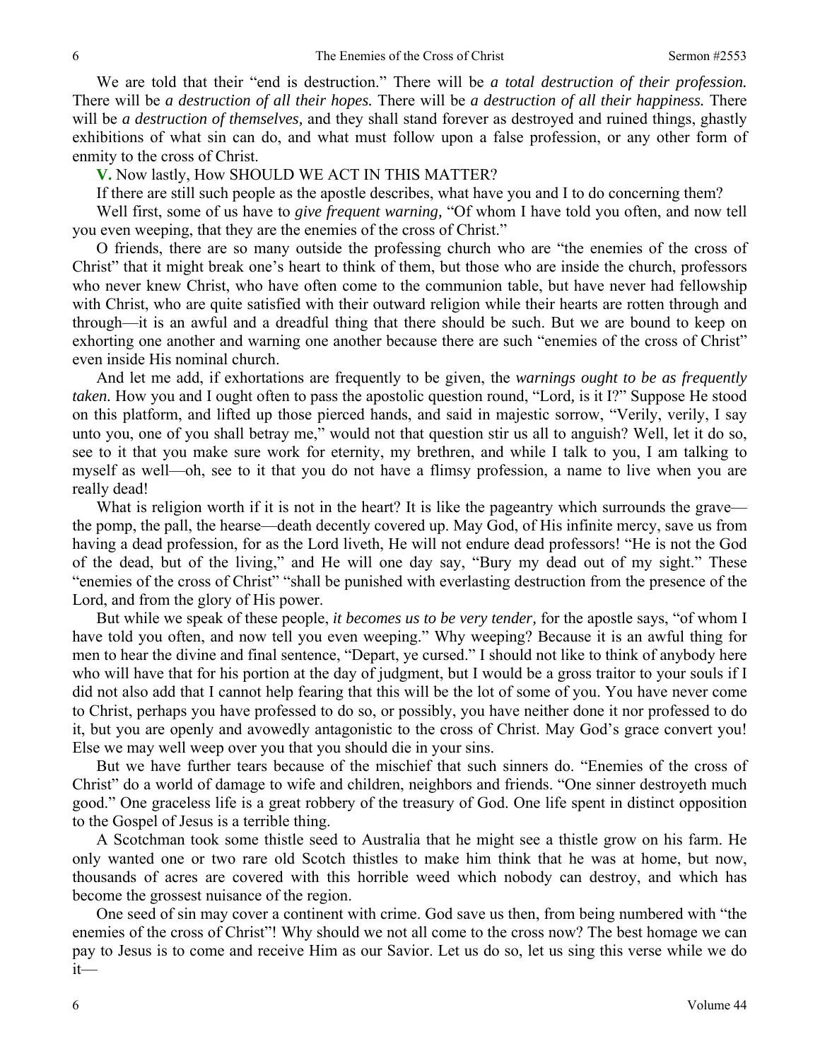We are told that their "end is destruction." There will be *a total destruction of their profession.* There will be *a destruction of all their hopes.* There will be *a destruction of all their happiness.* There will be *a destruction of themselves,* and they shall stand forever as destroyed and ruined things, ghastly exhibitions of what sin can do, and what must follow upon a false profession, or any other form of enmity to the cross of Christ.

**V.** Now lastly, How SHOULD WE ACT IN THIS MATTER?

If there are still such people as the apostle describes, what have you and I to do concerning them?

Well first, some of us have to *give frequent warning,* "Of whom I have told you often, and now tell you even weeping, that they are the enemies of the cross of Christ."

O friends, there are so many outside the professing church who are "the enemies of the cross of Christ" that it might break one's heart to think of them, but those who are inside the church, professors who never knew Christ, who have often come to the communion table, but have never had fellowship with Christ, who are quite satisfied with their outward religion while their hearts are rotten through and through—it is an awful and a dreadful thing that there should be such. But we are bound to keep on exhorting one another and warning one another because there are such "enemies of the cross of Christ" even inside His nominal church.

And let me add, if exhortations are frequently to be given, the *warnings ought to be as frequently taken.* How you and I ought often to pass the apostolic question round, "Lord, is it I?" Suppose He stood on this platform, and lifted up those pierced hands, and said in majestic sorrow, "Verily, verily, I say unto you, one of you shall betray me," would not that question stir us all to anguish? Well, let it do so, see to it that you make sure work for eternity, my brethren, and while I talk to you, I am talking to myself as well—oh, see to it that you do not have a flimsy profession, a name to live when you are really dead!

What is religion worth if it is not in the heart? It is like the pageantry which surrounds the grave—the pomp, the pall, the hearse—death decently covered up. May God, of His infinite mercy, save us from having a dead profession, for as the Lord liveth, He will not endure dead professors! "He is not the God of the dead, but of the living," and He will one day say, "Bury my dead out of my sight." These "enemies of the cross of Christ" "shall be punished with everlasting destruction from the presence of the Lord, and from the glory of His power.

But while we speak of these people, *it becomes us to be very tender,* for the apostle says, "of whom I have told you often, and now tell you even weeping." Why weeping? Because it is an awful thing for men to hear the divine and final sentence, "Depart, ye cursed." I should not like to think of anybody here who will have that for his portion at the day of judgment, but I would be a gross traitor to your souls if I did not also add that I cannot help fearing that this will be the lot of some of you. You have never come to Christ, perhaps you have professed to do so, or possibly, you have neither done it nor professed to do it, but you are openly and avowedly antagonistic to the cross of Christ. May God's grace convert you! Else we may well weep over you that you should die in your sins.

But we have further tears because of the mischief that such sinners do. "Enemies of the cross of Christ" do a world of damage to wife and children, neighbors and friends. "One sinner destroyeth much good." One graceless life is a great robbery of the treasury of God. One life spent in distinct opposition to the Gospel of Jesus is a terrible thing.

A Scotchman took some thistle seed to Australia that he might see a thistle grow on his farm. He only wanted one or two rare old Scotch thistles to make him think that he was at home, but now, thousands of acres are covered with this horrible weed which nobody can destroy, and which has become the grossest nuisance of the region.

One seed of sin may cover a continent with crime. God save us then, from being numbered with "the enemies of the cross of Christ"! Why should we not all come to the cross now? The best homage we can pay to Jesus is to come and receive Him as our Savior. Let us do so, let us sing this verse while we do it—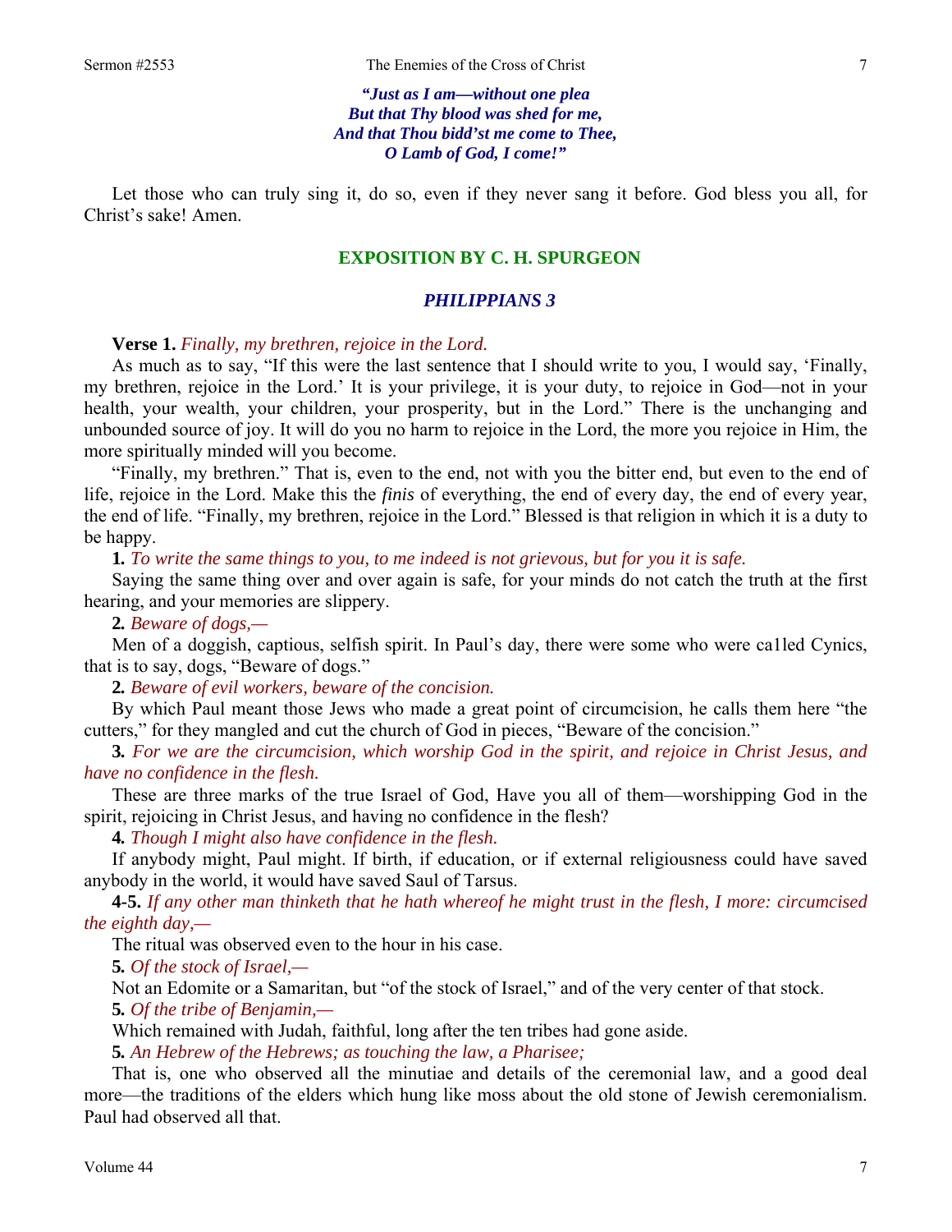***"Just as I am—without one plea***
***But that Thy blood was shed for me,***
***And that Thou bidd'st me come to Thee,***
***O Lamb of God, I come!"***

Let those who can truly sing it, do so, even if they never sang it before. God bless you all, for Christ's sake! Amen.

## EXPOSITION BY C. H. SPURGEON

### *PHILIPPIANS 3*

**Verse 1.** *Finally, my brethren, rejoice in the Lord.*

As much as to say, "If this were the last sentence that I should write to you, I would say, 'Finally, my brethren, rejoice in the Lord.' It is your privilege, it is your duty, to rejoice in God—not in your health, your wealth, your children, your prosperity, but in the Lord." There is the unchanging and unbounded source of joy. It will do you no harm to rejoice in the Lord, the more you rejoice in Him, the more spiritually minded will you become.

"Finally, my brethren." That is, even to the end, not with you the bitter end, but even to the end of life, rejoice in the Lord. Make this the *finis* of everything, the end of every day, the end of every year, the end of life. "Finally, my brethren, rejoice in the Lord." Blessed is that religion in which it is a duty to be happy.

**1.** *To write the same things to you, to me indeed is not grievous, but for you it is safe.*

Saying the same thing over and over again is safe, for your minds do not catch the truth at the first hearing, and your memories are slippery.

**2.** *Beware of dogs,—*

Men of a doggish, captious, selfish spirit. In Paul's day, there were some who were ca1led Cynics, that is to say, dogs, "Beware of dogs."

**2.** *Beware of evil workers, beware of the concision.*

By which Paul meant those Jews who made a great point of circumcision, he calls them here "the cutters," for they mangled and cut the church of God in pieces, "Beware of the concision."

**3.** *For we are the circumcision, which worship God in the spirit, and rejoice in Christ Jesus, and have no confidence in the flesh.*

These are three marks of the true Israel of God, Have you all of them—worshipping God in the spirit, rejoicing in Christ Jesus, and having no confidence in the flesh?

**4.** *Though I might also have confidence in the flesh.*

If anybody might, Paul might. If birth, if education, or if external religiousness could have saved anybody in the world, it would have saved Saul of Tarsus.

**4-5.** *If any other man thinketh that he hath whereof he might trust in the flesh, I more: circumcised the eighth day,—*

The ritual was observed even to the hour in his case.

**5.** *Of the stock of Israel,—*

Not an Edomite or a Samaritan, but "of the stock of Israel," and of the very center of that stock.

**5.** *Of the tribe of Benjamin,—*

Which remained with Judah, faithful, long after the ten tribes had gone aside.

**5.** *An Hebrew of the Hebrews; as touching the law, a Pharisee;*

That is, one who observed all the minutiae and details of the ceremonial law, and a good deal more—the traditions of the elders which hung like moss about the old stone of Jewish ceremonialism. Paul had observed all that.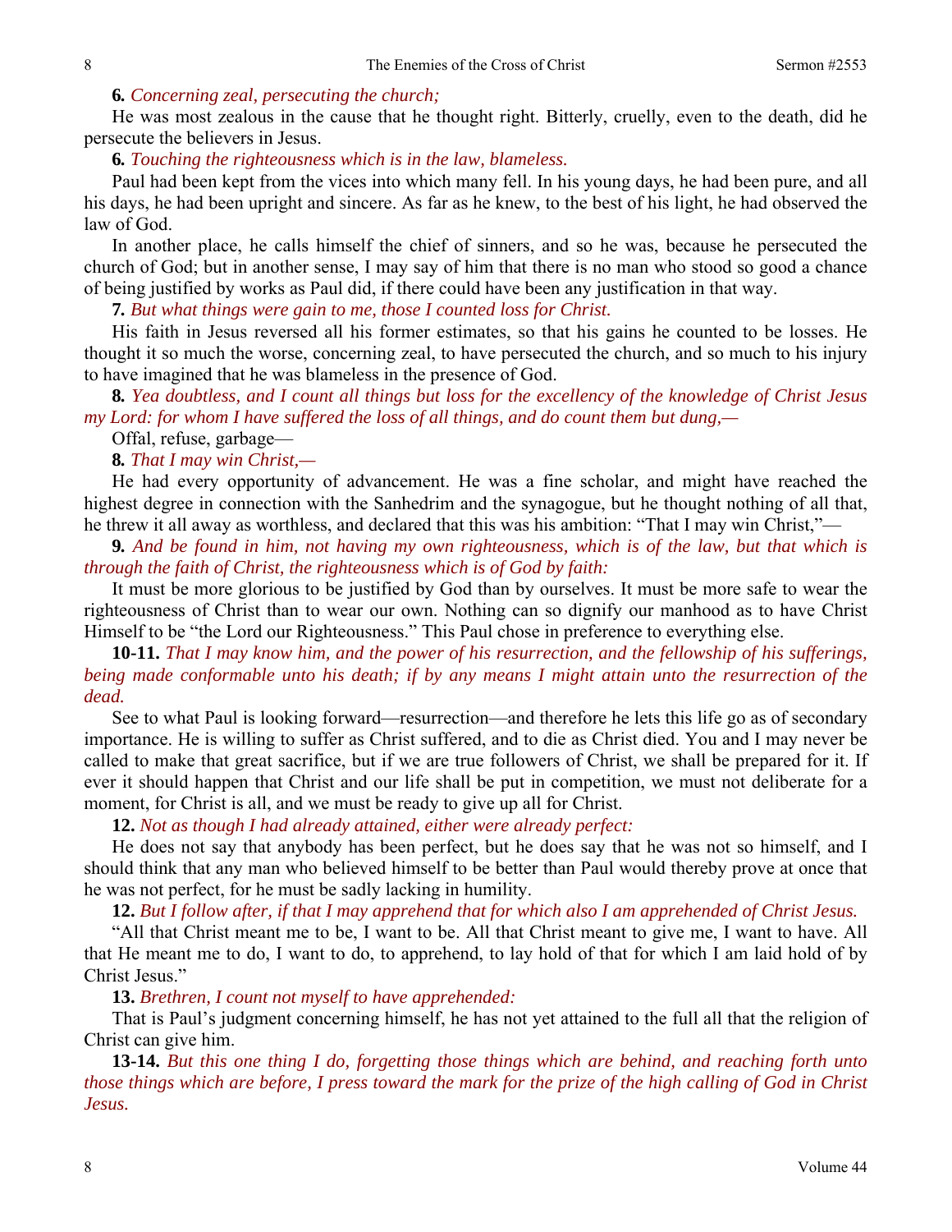**6.** *Concerning zeal, persecuting the church;*

He was most zealous in the cause that he thought right. Bitterly, cruelly, even to the death, did he persecute the believers in Jesus.

**6.** *Touching the righteousness which is in the law, blameless.*

Paul had been kept from the vices into which many fell. In his young days, he had been pure, and all his days, he had been upright and sincere. As far as he knew, to the best of his light, he had observed the law of God.

In another place, he calls himself the chief of sinners, and so he was, because he persecuted the church of God; but in another sense, I may say of him that there is no man who stood so good a chance of being justified by works as Paul did, if there could have been any justification in that way.

**7.** *But what things were gain to me, those I counted loss for Christ.*

His faith in Jesus reversed all his former estimates, so that his gains he counted to be losses. He thought it so much the worse, concerning zeal, to have persecuted the church, and so much to his injury to have imagined that he was blameless in the presence of God.

**8.** *Yea doubtless, and I count all things but loss for the excellency of the knowledge of Christ Jesus my Lord: for whom I have suffered the loss of all things, and do count them but dung,—*

Offal, refuse, garbage—

**8.** *That I may win Christ,—*

He had every opportunity of advancement. He was a fine scholar, and might have reached the highest degree in connection with the Sanhedrim and the synagogue, but he thought nothing of all that, he threw it all away as worthless, and declared that this was his ambition: "That I may win Christ,"—

**9.** *And be found in him, not having my own righteousness, which is of the law, but that which is through the faith of Christ, the righteousness which is of God by faith:*

It must be more glorious to be justified by God than by ourselves. It must be more safe to wear the righteousness of Christ than to wear our own. Nothing can so dignify our manhood as to have Christ Himself to be "the Lord our Righteousness." This Paul chose in preference to everything else.

**10-11.** *That I may know him, and the power of his resurrection, and the fellowship of his sufferings, being made conformable unto his death; if by any means I might attain unto the resurrection of the dead.*

See to what Paul is looking forward—resurrection—and therefore he lets this life go as of secondary importance. He is willing to suffer as Christ suffered, and to die as Christ died. You and I may never be called to make that great sacrifice, but if we are true followers of Christ, we shall be prepared for it. If ever it should happen that Christ and our life shall be put in competition, we must not deliberate for a moment, for Christ is all, and we must be ready to give up all for Christ.

**12.** *Not as though I had already attained, either were already perfect:*

He does not say that anybody has been perfect, but he does say that he was not so himself, and I should think that any man who believed himself to be better than Paul would thereby prove at once that he was not perfect, for he must be sadly lacking in humility.

**12.** *But I follow after, if that I may apprehend that for which also I am apprehended of Christ Jesus.*

"All that Christ meant me to be, I want to be. All that Christ meant to give me, I want to have. All that He meant me to do, I want to do, to apprehend, to lay hold of that for which I am laid hold of by Christ Jesus."

**13.** *Brethren, I count not myself to have apprehended:*

That is Paul's judgment concerning himself, he has not yet attained to the full all that the religion of Christ can give him.

**13-14.** *But this one thing I do, forgetting those things which are behind, and reaching forth unto those things which are before, I press toward the mark for the prize of the high calling of God in Christ Jesus.*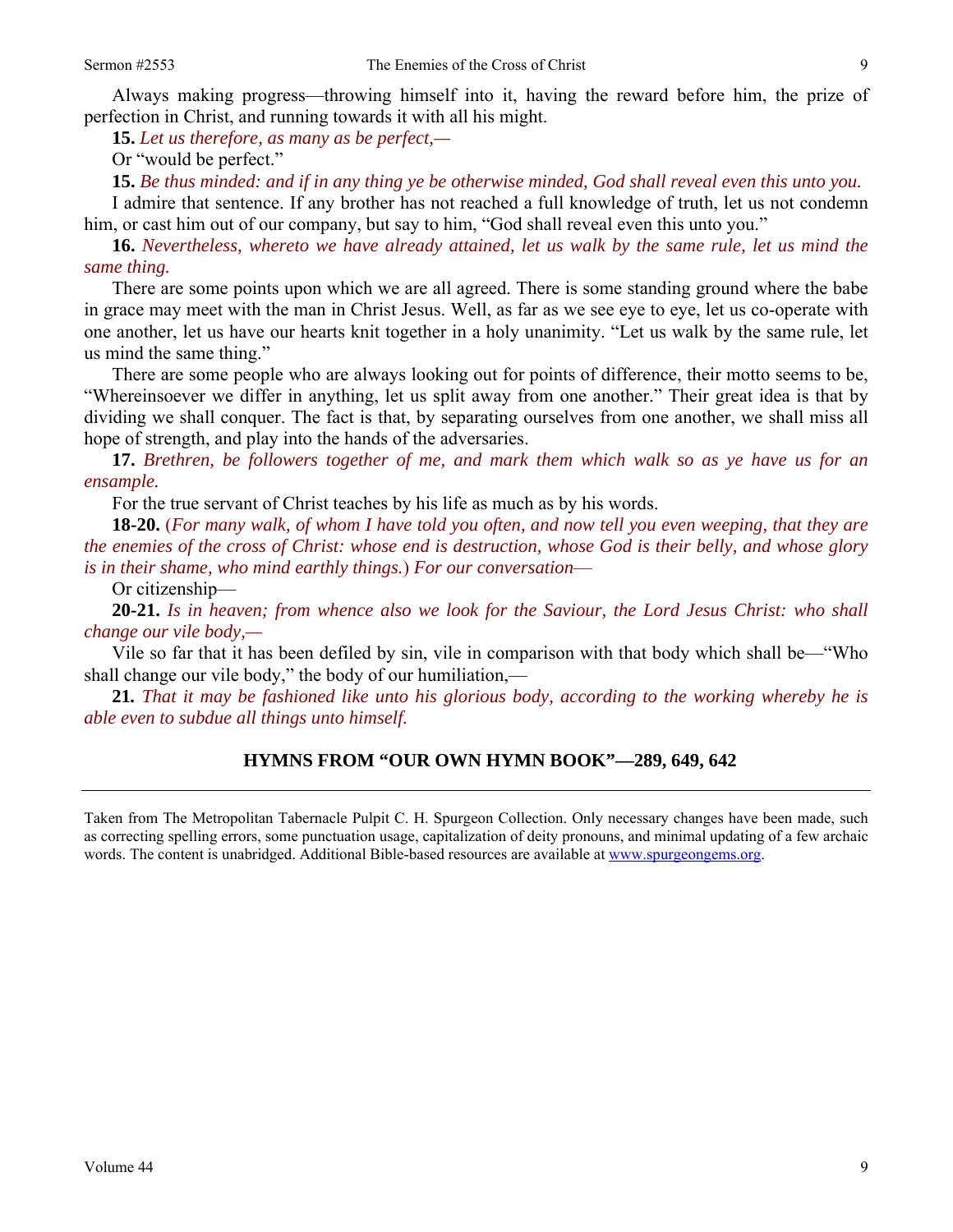Always making progress—throwing himself into it, having the reward before him, the prize of perfection in Christ, and running towards it with all his might.

**15.** *Let us therefore, as many as be perfect,—*

Or "would be perfect."

**15.** *Be thus minded: and if in any thing ye be otherwise minded, God shall reveal even this unto you.*

I admire that sentence. If any brother has not reached a full knowledge of truth, let us not condemn him, or cast him out of our company, but say to him, "God shall reveal even this unto you."

**16.** *Nevertheless, whereto we have already attained, let us walk by the same rule, let us mind the same thing.*

There are some points upon which we are all agreed. There is some standing ground where the babe in grace may meet with the man in Christ Jesus. Well, as far as we see eye to eye, let us co-operate with one another, let us have our hearts knit together in a holy unanimity. "Let us walk by the same rule, let us mind the same thing."

There are some people who are always looking out for points of difference, their motto seems to be, "Whereinsoever we differ in anything, let us split away from one another." Their great idea is that by dividing we shall conquer. The fact is that, by separating ourselves from one another, we shall miss all hope of strength, and play into the hands of the adversaries.

**17.** *Brethren, be followers together of me, and mark them which walk so as ye have us for an ensample.*

For the true servant of Christ teaches by his life as much as by his words.

**18-20.** (*For many walk, of whom I have told you often, and now tell you even weeping, that they are the enemies of the cross of Christ: whose end is destruction, whose God is their belly, and whose glory is in their shame, who mind earthly things.*) *For our conversation—*

Or citizenship—

**20-21.** *Is in heaven; from whence also we look for the Saviour, the Lord Jesus Christ: who shall change our vile body,—*

Vile so far that it has been defiled by sin, vile in comparison with that body which shall be—"Who shall change our vile body," the body of our humiliation,—

**21.** *That it may be fashioned like unto his glorious body, according to the working whereby he is able even to subdue all things unto himself.*

## HYMNS FROM "OUR OWN HYMN BOOK"—289, 649, 642

---

Taken from The Metropolitan Tabernacle Pulpit C. H. Spurgeon Collection. Only necessary changes have been made, such as correcting spelling errors, some punctuation usage, capitalization of deity pronouns, and minimal updating of a few archaic words. The content is unabridged. Additional Bible-based resources are available at www.spurgeongems.org.